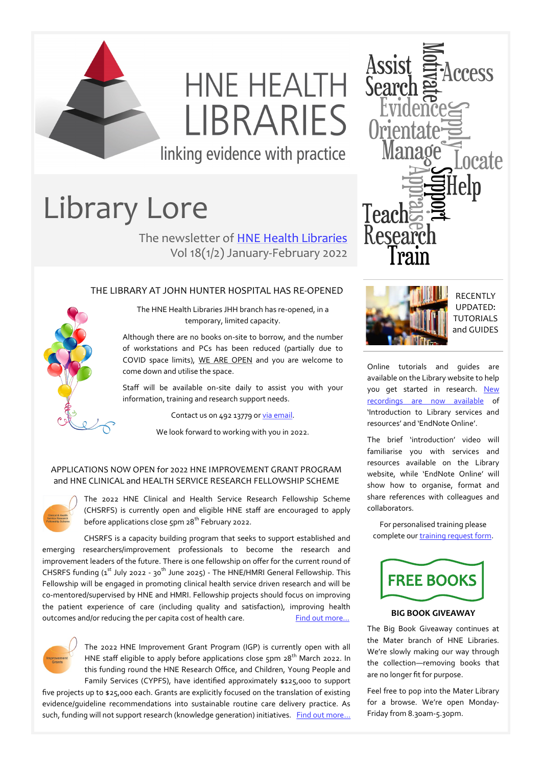# HNE HEALTH LIBRARIES

linking evidence with practice

Assist Search Motivate Access Evidence Supply Orientate Manage Locate Appraise Support Help Teach Research Train

# Library Lore

The newsletter of [HNE Health Libraries](#)
Vol 18(1/2) January-February 2022

## THE LIBRARY AT JOHN HUNTER HOSPITAL HAS RE-OPENED

The HNE Health Libraries JHH branch has re-opened, in a temporary, limited capacity.

Although there are no books on-site to borrow, and the number of workstations and PCs has been reduced (partially due to COVID space limits), WE ARE OPEN and you are welcome to come down and utilise the space.

Staff will be available on-site daily to assist you with your information, training and research support needs.

Contact us on 492 13779 or [via email](#).

We look forward to working with you in 2022.

## APPLICATIONS NOW OPEN for 2022 HNE IMPROVEMENT GRANT PROGRAM and HNE CLINICAL and HEALTH SERVICE RESEARCH FELLOWSHIP SCHEME

The 2022 HNE Clinical and Health Service Research Fellowship Scheme (CHSRFS) is currently open and eligible HNE staff are encouraged to apply before applications close 5pm 28th February 2022.

CHSRFS is a capacity building program that seeks to support established and emerging researchers/improvement professionals to become the research and improvement leaders of the future. There is one fellowship on offer for the current round of CHSRFS funding (1st July 2022 - 30th June 2025) - The HNE/HMRI General Fellowship. This Fellowship will be engaged in promoting clinical health service driven research and will be co-mentored/supervised by HNE and HMRI. Fellowship projects should focus on improving the patient experience of care (including quality and satisfaction), improving health outcomes and/or reducing the per capita cost of health care. [Find out more…](#)

The 2022 HNE Improvement Grant Program (IGP) is currently open with all HNE staff eligible to apply before applications close 5pm 28th March 2022. In this funding round the HNE Research Office, and Children, Young People and Family Services (CYPFS), have identified approximately $125,000 to support five projects up to $25,000 each. Grants are explicitly focused on the translation of existing evidence/guideline recommendations into sustainable routine care delivery practice. As such, funding will not support research (knowledge generation) initiatives. [Find out more…](#)

## RECENTLY UPDATED: TUTORIALS and GUIDES

Online tutorials and guides are available on the Library website to help you get started in research. [New recordings are now available](#) of 'Introduction to Library services and resources' and 'EndNote Online'.

The brief 'introduction' video will familiarise you with services and resources available on the Library website, while 'EndNote Online' will show how to organise, format and share references with colleagues and collaborators.

For personalised training please complete our [training request form](#).

## FREE BOOKS

### BIG BOOK GIVEAWAY

The Big Book Giveaway continues at the Mater branch of HNE Libraries. We're slowly making our way through the collection—removing books that are no longer fit for purpose.

Feel free to pop into the Mater Library for a browse. We're open Monday-Friday from 8.30am-5.30pm.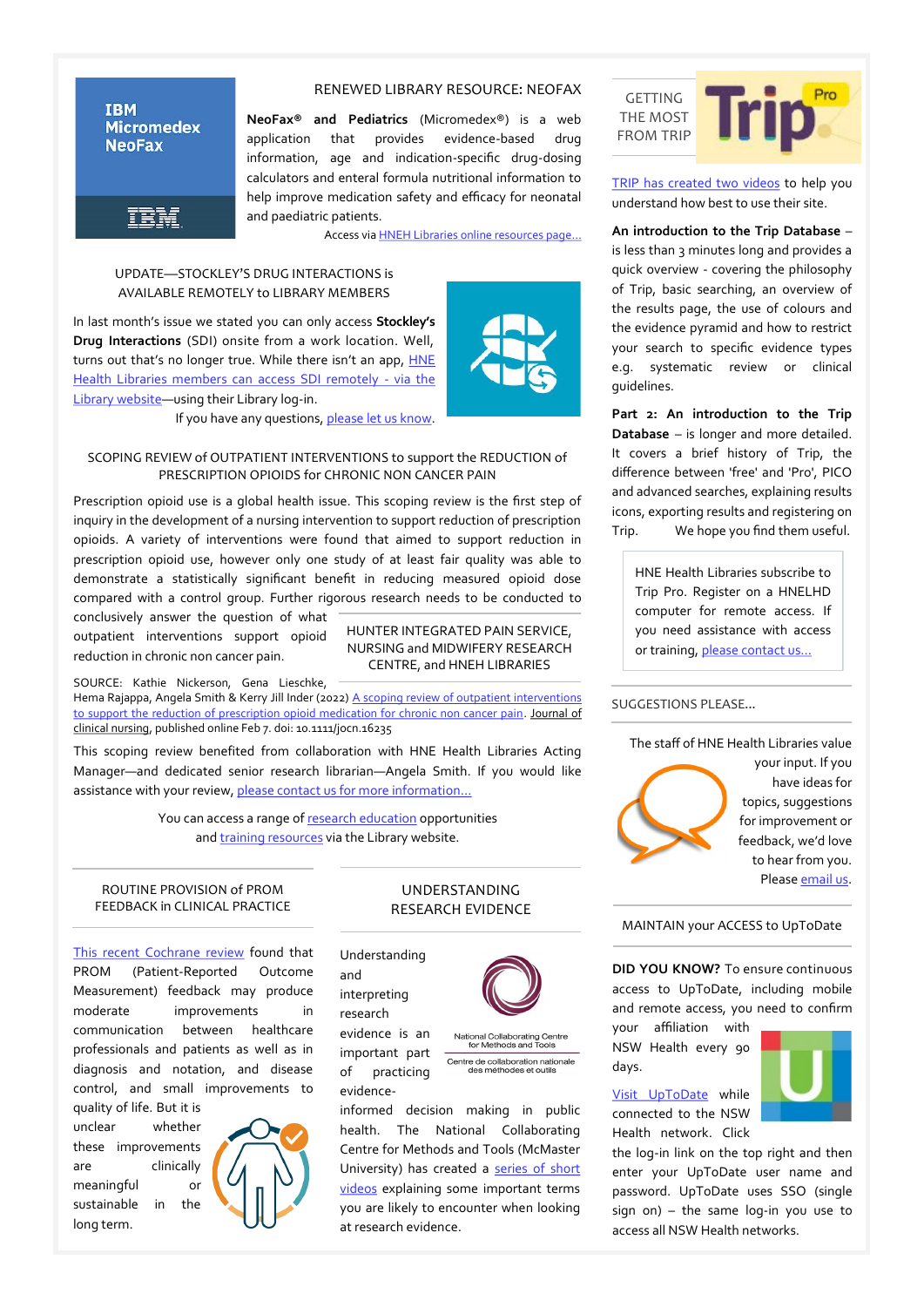## RENEWED LIBRARY RESOURCE: NEOFAX

**NeoFax® and Pediatrics** (Micromedex®) is a web application that provides evidence-based drug information, age and indication-specific drug-dosing calculators and enteral formula nutritional information to help improve medication safety and efficacy for neonatal and paediatric patients.

Access via HNEH Libraries online resources page...

## UPDATE—STOCKLEY'S DRUG INTERACTIONS is AVAILABLE REMOTELY to LIBRARY MEMBERS

In last month's issue we stated you can only access **Stockley's Drug Interactions** (SDI) onsite from a work location. Well, turns out that's no longer true. While there isn't an app, HNE Health Libraries members can access SDI remotely - via the Library website—using their Library log-in.

If you have any questions, please let us know.

## SCOPING REVIEW of OUTPATIENT INTERVENTIONS to support the REDUCTION of PRESCRIPTION OPIOIDS for CHRONIC NON CANCER PAIN

Prescription opioid use is a global health issue. This scoping review is the first step of inquiry in the development of a nursing intervention to support reduction of prescription opioids. A variety of interventions were found that aimed to support reduction in prescription opioid use, however only one study of at least fair quality was able to demonstrate a statistically significant benefit in reducing measured opioid dose compared with a control group. Further rigorous research needs to be conducted to conclusively answer the question of what outpatient interventions support opioid reduction in chronic non cancer pain.

HUNTER INTEGRATED PAIN SERVICE, NURSING and MIDWIFERY RESEARCH CENTRE, and HNEH LIBRARIES

SOURCE: Kathie Nickerson, Gena Lieschke, Hema Rajappa, Angela Smith & Kerry Jill Inder (2022) A scoping review of outpatient interventions to support the reduction of prescription opioid medication for chronic non cancer pain. Journal of clinical nursing, published online Feb 7. doi: 10.1111/jocn.16235

This scoping review benefited from collaboration with HNE Health Libraries Acting Manager—and dedicated senior research librarian—Angela Smith. If you would like assistance with your review, please contact us for more information...

You can access a range of research education opportunities and training resources via the Library website.

## ROUTINE PROVISION of PROM FEEDBACK in CLINICAL PRACTICE

This recent Cochrane review found that PROM (Patient-Reported Outcome Measurement) feedback may produce moderate improvements in communication between healthcare professionals and patients as well as in diagnosis and notation, and disease control, and small improvements to quality of life. But it is unclear whether these improvements are clinically meaningful or sustainable in the long term.

## UNDERSTANDING RESEARCH EVIDENCE

Understanding and interpreting research evidence is an important part of practicing evidence-informed decision making in public health. The National Collaborating Centre for Methods and Tools (McMaster University) has created a series of short videos explaining some important terms you are likely to encounter when looking at research evidence.

## GETTING THE MOST FROM TRIP

TRIP has created two videos to help you understand how best to use their site.

**An introduction to the Trip Database** – is less than 3 minutes long and provides a quick overview - covering the philosophy of Trip, basic searching, an overview of the results page, the use of colours and the evidence pyramid and how to restrict your search to specific evidence types e.g. systematic review or clinical guidelines.

**Part 2: An introduction to the Trip Database** – is longer and more detailed. It covers a brief history of Trip, the difference between 'free' and 'Pro', PICO and advanced searches, explaining results icons, exporting results and registering on Trip. We hope you find them useful.

HNE Health Libraries subscribe to Trip Pro. Register on a HNELHD computer for remote access. If you need assistance with access or training, please contact us...

## SUGGESTIONS PLEASE...

The staff of HNE Health Libraries value your input. If you have ideas for topics, suggestions for improvement or feedback, we'd love to hear from you. Please email us.

## MAINTAIN your ACCESS to UpToDate

**DID YOU KNOW?** To ensure continuous access to UpToDate, including mobile and remote access, you need to confirm your affiliation with NSW Health every 90 days.

Visit UpToDate while connected to the NSW Health network. Click the log-in link on the top right and then enter your UpToDate user name and password. UpToDate uses SSO (single sign on) – the same log-in you use to access all NSW Health networks.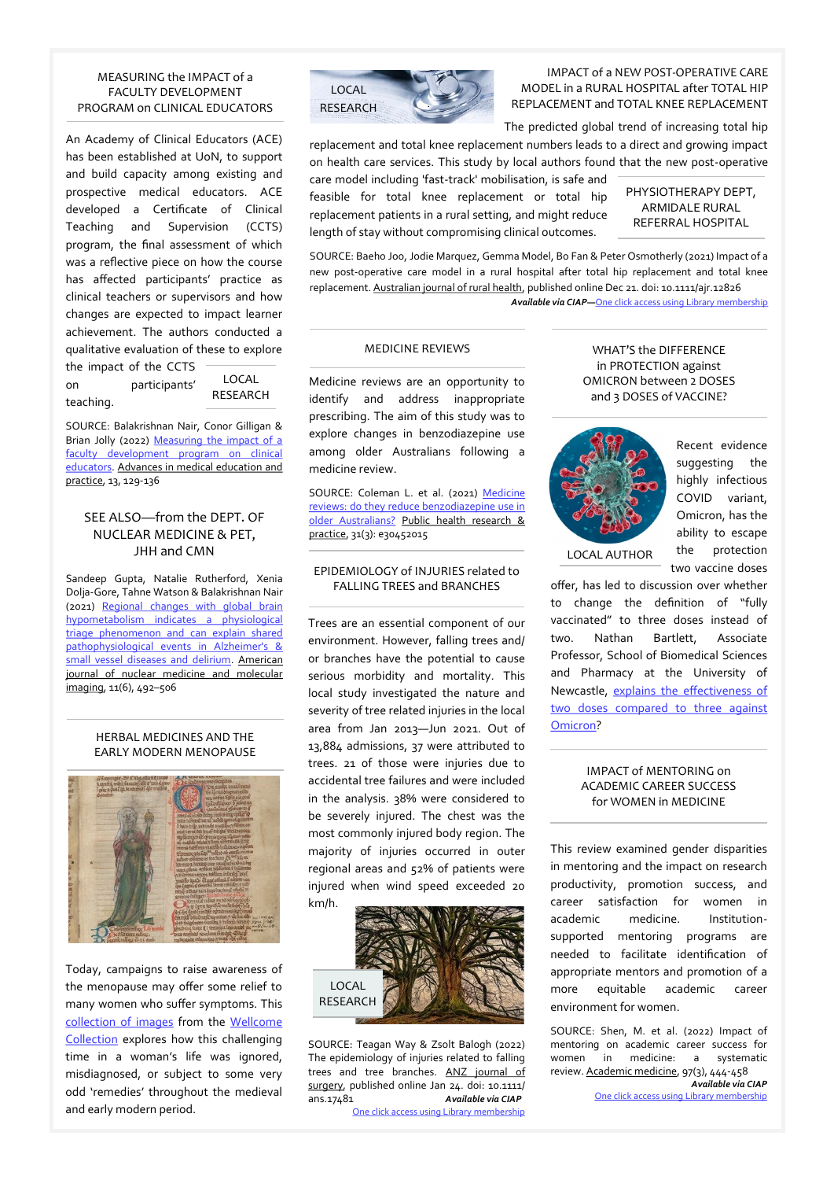## MEASURING the IMPACT of a FACULTY DEVELOPMENT PROGRAM on CLINICAL EDUCATORS

An Academy of Clinical Educators (ACE) has been established at UoN, to support and build capacity among existing and prospective medical educators. ACE developed a Certificate of Clinical Teaching and Supervision (CCTS) program, the final assessment of which was a reflective piece on how the course has affected participants' practice as clinical teachers or supervisors and how changes are expected to impact learner achievement. The authors conducted a qualitative evaluation of these to explore the impact of the CCTS on participants' teaching.

LOCAL RESEARCH

SOURCE: Balakrishnan Nair, Conor Gilligan & Brian Jolly (2022) Measuring the impact of a faculty development program on clinical educators. Advances in medical education and practice, 13, 129-136

## SEE ALSO—from the DEPT. OF NUCLEAR MEDICINE & PET, JHH and CMN

Sandeep Gupta, Natalie Rutherford, Xenia Dolja-Gore, Tahne Watson & Balakrishnan Nair (2021) Regional changes with global brain hypometabolism indicates a physiological triage phenomenon and can explain shared pathophysiological events in Alzheimer's & small vessel diseases and delirium. American journal of nuclear medicine and molecular imaging, 11(6), 492–506

## HERBAL MEDICINES AND THE EARLY MODERN MENOPAUSE

Today, campaigns to raise awareness of the menopause may offer some relief to many women who suffer symptoms. This collection of images from the Wellcome Collection explores how this challenging time in a woman's life was ignored, misdiagnosed, or subject to some very odd 'remedies' throughout the medieval and early modern period.

LOCAL RESEARCH

## IMPACT of a NEW POST-OPERATIVE CARE MODEL in a RURAL HOSPITAL after TOTAL HIP REPLACEMENT and TOTAL KNEE REPLACEMENT

The predicted global trend of increasing total hip replacement and total knee replacement numbers leads to a direct and growing impact on health care services. This study by local authors found that the new post-operative care model including 'fast-track' mobilisation, is safe and feasible for total knee replacement or total hip replacement patients in a rural setting, and might reduce length of stay without compromising clinical outcomes.

PHYSIOTHERAPY DEPT, ARMIDALE RURAL REFERRAL HOSPITAL

SOURCE: Baeho Joo, Jodie Marquez, Gemma Model, Bo Fan & Peter Osmotherly (2021) Impact of a new post-operative care model in a rural hospital after total hip replacement and total knee replacement. Australian journal of rural health, published online Dec 21. doi: 10.1111/ajr.12826

***Available via CIAP***—One click access using Library membership

## MEDICINE REVIEWS

Medicine reviews are an opportunity to identify and address inappropriate prescribing. The aim of this study was to explore changes in benzodiazepine use among older Australians following a medicine review.

SOURCE: Coleman L. et al. (2021) Medicine reviews: do they reduce benzodiazepine use in older Australians? Public health research & practice, 31(3): e30452015

## EPIDEMIOLOGY of INJURIES related to FALLING TREES and BRANCHES

Trees are an essential component of our environment. However, falling trees and/ or branches have the potential to cause serious morbidity and mortality. This local study investigated the nature and severity of tree related injuries in the local area from Jan 2013—Jun 2021. Out of 13,884 admissions, 37 were attributed to trees. 21 of those were injuries due to accidental tree failures and were included in the analysis. 38% were considered to be severely injured. The chest was the most commonly injured body region. The majority of injuries occurred in outer regional areas and 52% of patients were injured when wind speed exceeded 20 km/h.

LOCAL RESEARCH

SOURCE: Teagan Way & Zsolt Balogh (2022) The epidemiology of injuries related to falling trees and tree branches. ANZ journal of surgery, published online Jan 24. doi: 10.1111/ ans.17481 ***Available via CIAP***

One click access using Library membership

## WHAT'S the DIFFERENCE in PROTECTION against OMICRON between 2 DOSES and 3 DOSES of VACCINE?

LOCAL AUTHOR

Recent evidence suggesting the highly infectious COVID variant, Omicron, has the ability to escape the protection two vaccine doses offer, has led to discussion over whether to change the definition of "fully vaccinated" to three doses instead of two. Nathan Bartlett, Associate Professor, School of Biomedical Sciences and Pharmacy at the University of Newcastle, explains the effectiveness of two doses compared to three against Omicron?

## IMPACT of MENTORING on ACADEMIC CAREER SUCCESS for WOMEN in MEDICINE

This review examined gender disparities in mentoring and the impact on research productivity, promotion success, and career satisfaction for women in academic medicine. Institution-supported mentoring programs are needed to facilitate identification of appropriate mentors and promotion of a more equitable academic career environment for women.

SOURCE: Shen, M. et al. (2022) Impact of mentoring on academic career success for women in medicine: a systematic review. Academic medicine, 97(3), 444-458

***Available via CIAP***

One click access using Library membership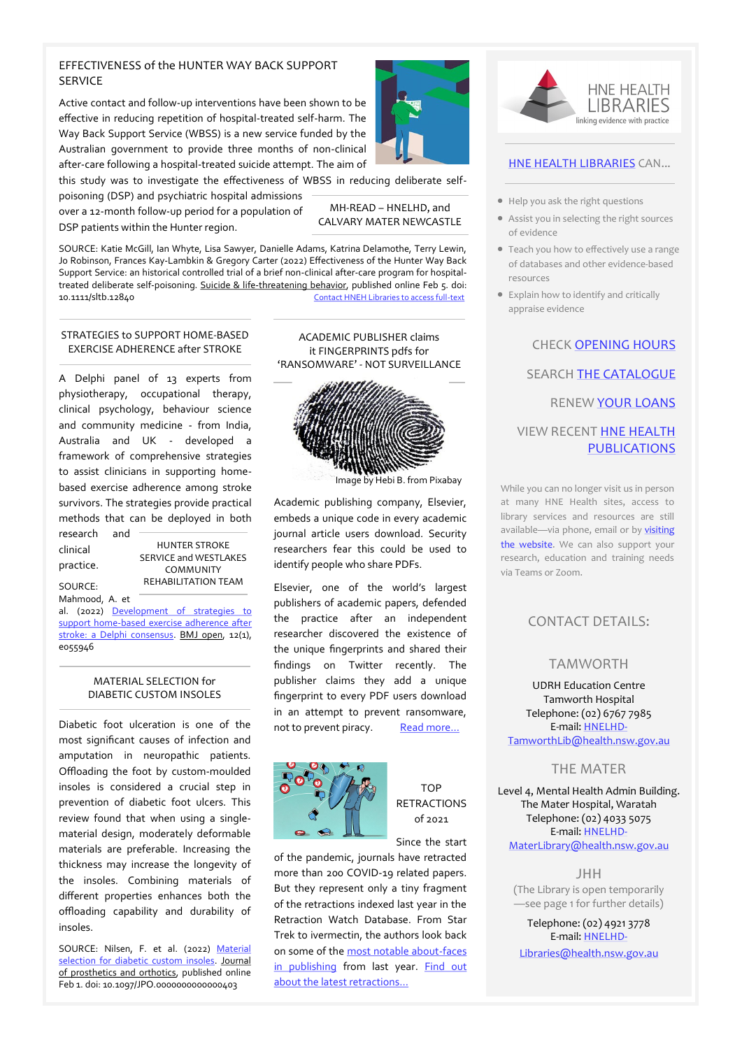## EFFECTIVENESS of the HUNTER WAY BACK SUPPORT SERVICE

Active contact and follow-up interventions have been shown to be effective in reducing repetition of hospital-treated self-harm. The Way Back Support Service (WBSS) is a new service funded by the Australian government to provide three months of non-clinical after-care following a hospital-treated suicide attempt. The aim of this study was to investigate the effectiveness of WBSS in reducing deliberate self-poisoning (DSP) and psychiatric hospital admissions over a 12-month follow-up period for a population of DSP patients within the Hunter region.

MH-READ – HNELHD, and CALVARY MATER NEWCASTLE

SOURCE: Katie McGill, Ian Whyte, Lisa Sawyer, Danielle Adams, Katrina Delamothe, Terry Lewin, Jo Robinson, Frances Kay-Lambkin & Gregory Carter (2022) Effectiveness of the Hunter Way Back Support Service: an historical controlled trial of a brief non-clinical after-care program for hospital-treated deliberate self-poisoning. Suicide & life-threatening behavior, published online Feb 5. doi: 10.1111/sltb.12840

Contact HNEH Libraries to access full-text

## STRATEGIES to SUPPORT HOME-BASED EXERCISE ADHERENCE after STROKE

A Delphi panel of 13 experts from physiotherapy, occupational therapy, clinical psychology, behaviour science and community medicine - from India, Australia and UK - developed a framework of comprehensive strategies to assist clinicians in supporting home-based exercise adherence among stroke survivors. The strategies provide practical methods that can be deployed in both research and clinical practice.

HUNTER STROKE SERVICE and WESTLAKES COMMUNITY REHABILITATION TEAM

SOURCE: Mahmood, A. et al. (2022) Development of strategies to support home-based exercise adherence after stroke: a Delphi consensus. BMJ open, 12(1), e055946

## MATERIAL SELECTION for DIABETIC CUSTOM INSOLES

Diabetic foot ulceration is one of the most significant causes of infection and amputation in neuropathic patients. Offloading the foot by custom-moulded insoles is considered a crucial step in prevention of diabetic foot ulcers. This review found that when using a single-material design, moderately deformable materials are preferable. Increasing the thickness may increase the longevity of the insoles. Combining materials of different properties enhances both the offloading capability and durability of insoles.

SOURCE: Nilsen, F. et al. (2022) Material selection for diabetic custom insoles. Journal of prosthetics and orthotics, published online Feb 1. doi: 10.1097/JPO.0000000000000403

## ACADEMIC PUBLISHER claims it FINGERPRINTS pdfs for 'RANSOMWARE' - NOT SURVEILLANCE

Image by Hebi B. from Pixabay

Academic publishing company, Elsevier, embeds a unique code in every academic journal article users download. Security researchers fear this could be used to identify people who share PDFs.

Elsevier, one of the world's largest publishers of academic papers, defended the practice after an independent researcher discovered the existence of the unique fingerprints and shared their findings on Twitter recently. The publisher claims they add a unique fingerprint to every PDF users download in an attempt to prevent ransomware, not to prevent piracy. Read more...

## TOP RETRACTIONS of 2021

Since the start of the pandemic, journals have retracted more than 200 COVID-19 related papers. But they represent only a tiny fragment of the retractions indexed last year in the Retraction Watch Database. From Star Trek to ivermectin, the authors look back on some of the most notable about-faces in publishing from last year. Find out about the latest retractions...

---

HNE HEALTH LIBRARIES
linking evidence with practice

### HNE HEALTH LIBRARIES CAN...

- Help you ask the right questions
- Assist you in selecting the right sources of evidence
- Teach you how to effectively use a range of databases and other evidence-based resources
- Explain how to identify and critically appraise evidence

CHECK OPENING HOURS

SEARCH THE CATALOGUE

RENEW YOUR LOANS

VIEW RECENT HNE HEALTH PUBLICATIONS

While you can no longer visit us in person at many HNE Health sites, access to library services and resources are still available—via phone, email or by visiting the website. We can also support your research, education and training needs via Teams or Zoom.

### CONTACT DETAILS:

#### TAMWORTH

UDRH Education Centre
Tamworth Hospital
Telephone: (02) 6767 7985
E-mail: HNELHD-TamworthLib@health.nsw.gov.au

#### THE MATER

Level 4, Mental Health Admin Building.
The Mater Hospital, Waratah
Telephone: (02) 4033 5075
E-mail: HNELHD-MaterLibrary@health.nsw.gov.au

#### JHH

(The Library is open temporarily —see page 1 for further details)

Telephone: (02) 4921 3778
E-mail: HNELHD-Libraries@health.nsw.gov.au